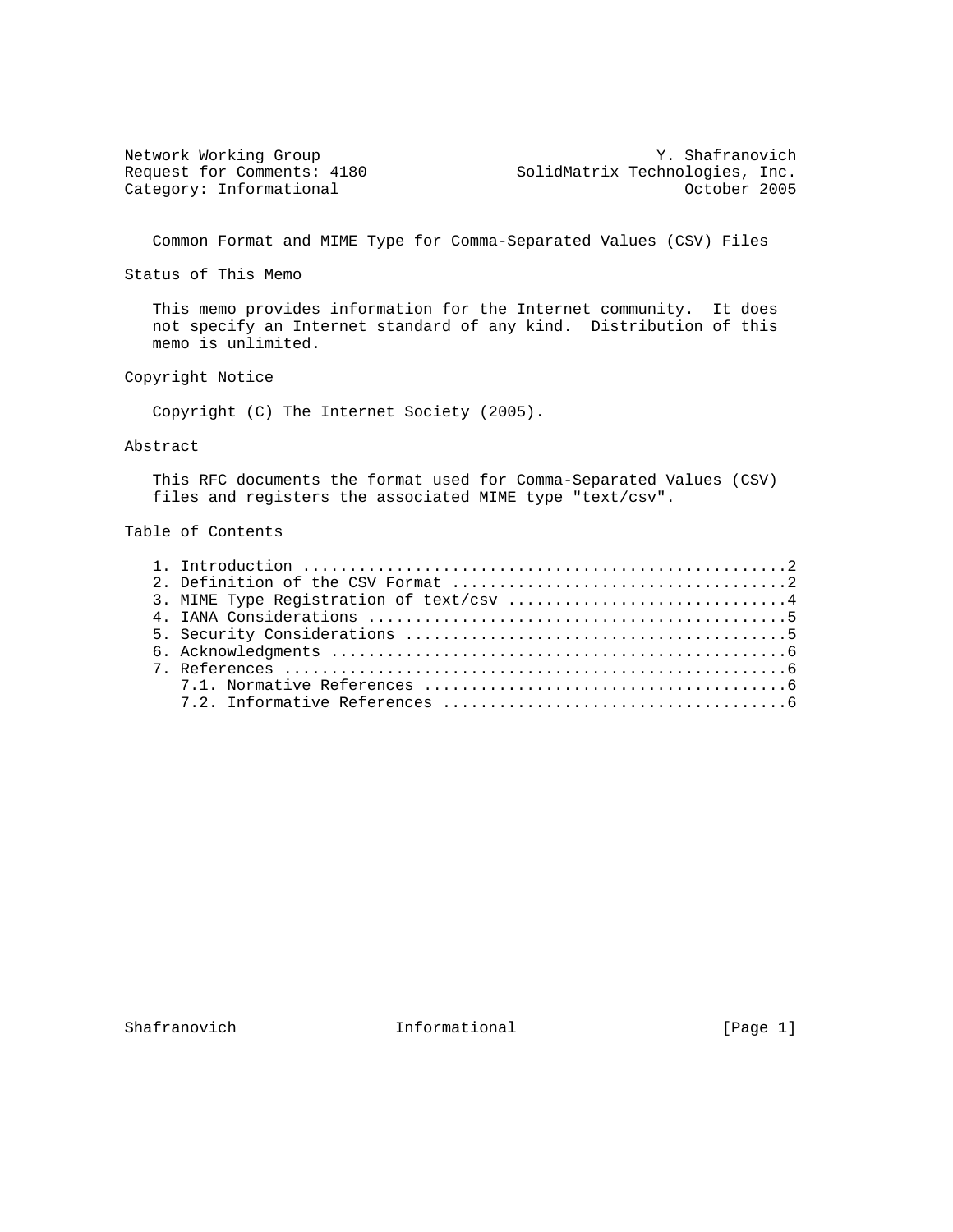Network Working Group Y. Shafranovich
Request for Comments: 4180 SolidMatrix Technologies, Inc.
Category: Informational October 2005

# Common Format and MIME Type for Comma-Separated Values (CSV) Files

## Status of This Memo

This memo provides information for the Internet community. It does not specify an Internet standard of any kind. Distribution of this memo is unlimited.

## Copyright Notice

Copyright (C) The Internet Society (2005).

## Abstract

This RFC documents the format used for Comma-Separated Values (CSV) files and registers the associated MIME type "text/csv".

## Table of Contents

1. Introduction ....................................................2
2. Definition of the CSV Format ....................................2
3. MIME Type Registration of text/csv ..............................4
4. IANA Considerations .............................................5
5. Security Considerations .........................................5
6. Acknowledgments .................................................6
7. References ......................................................6
   - 7.1. Normative References .......................................6
   - 7.2. Informative References .....................................6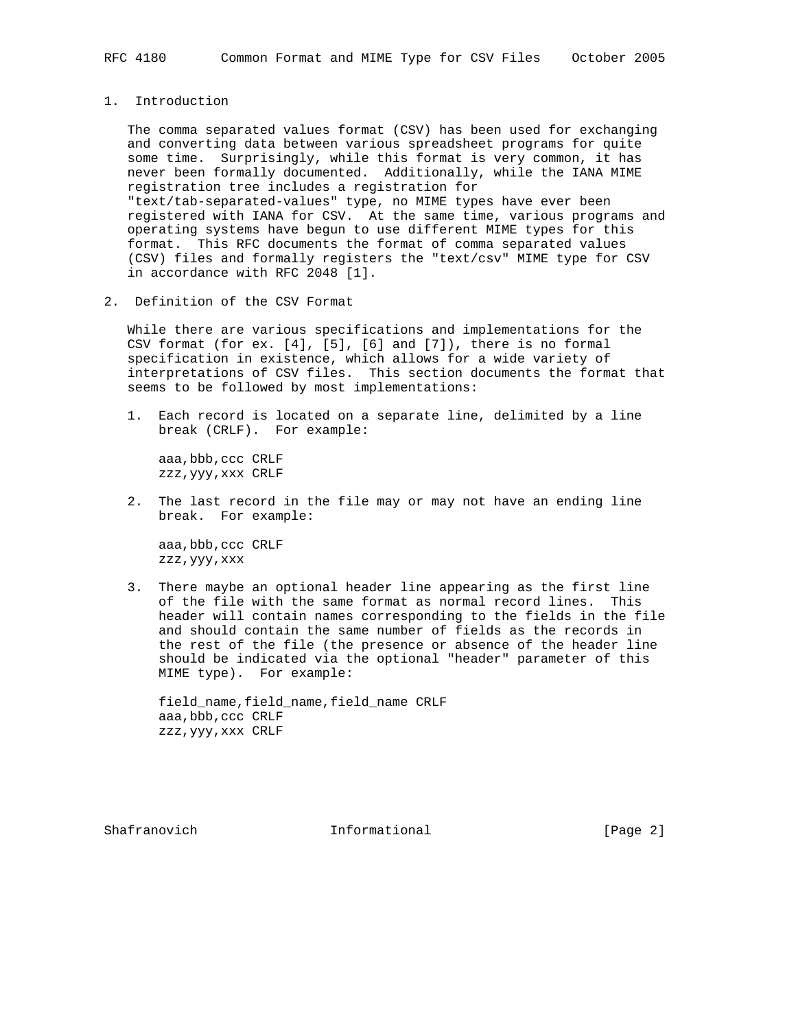## 1. Introduction

The comma separated values format (CSV) has been used for exchanging and converting data between various spreadsheet programs for quite some time. Surprisingly, while this format is very common, it has never been formally documented. Additionally, while the IANA MIME registration tree includes a registration for "text/tab-separated-values" type, no MIME types have ever been registered with IANA for CSV. At the same time, various programs and operating systems have begun to use different MIME types for this format. This RFC documents the format of comma separated values (CSV) files and formally registers the "text/csv" MIME type for CSV in accordance with RFC 2048 [1].

## 2. Definition of the CSV Format

While there are various specifications and implementations for the CSV format (for ex. [4], [5], [6] and [7]), there is no formal specification in existence, which allows for a wide variety of interpretations of CSV files. This section documents the format that seems to be followed by most implementations:

1. Each record is located on a separate line, delimited by a line break (CRLF). For example:

   ```
   aaa,bbb,ccc CRLF
   zzz,yyy,xxx CRLF
   ```

2. The last record in the file may or may not have an ending line break. For example:

   ```
   aaa,bbb,ccc CRLF
   zzz,yyy,xxx
   ```

3. There maybe an optional header line appearing as the first line of the file with the same format as normal record lines. This header will contain names corresponding to the fields in the file and should contain the same number of fields as the records in the rest of the file (the presence or absence of the header line should be indicated via the optional "header" parameter of this MIME type). For example:

   ```
   field_name,field_name,field_name CRLF
   aaa,bbb,ccc CRLF
   zzz,yyy,xxx CRLF
   ```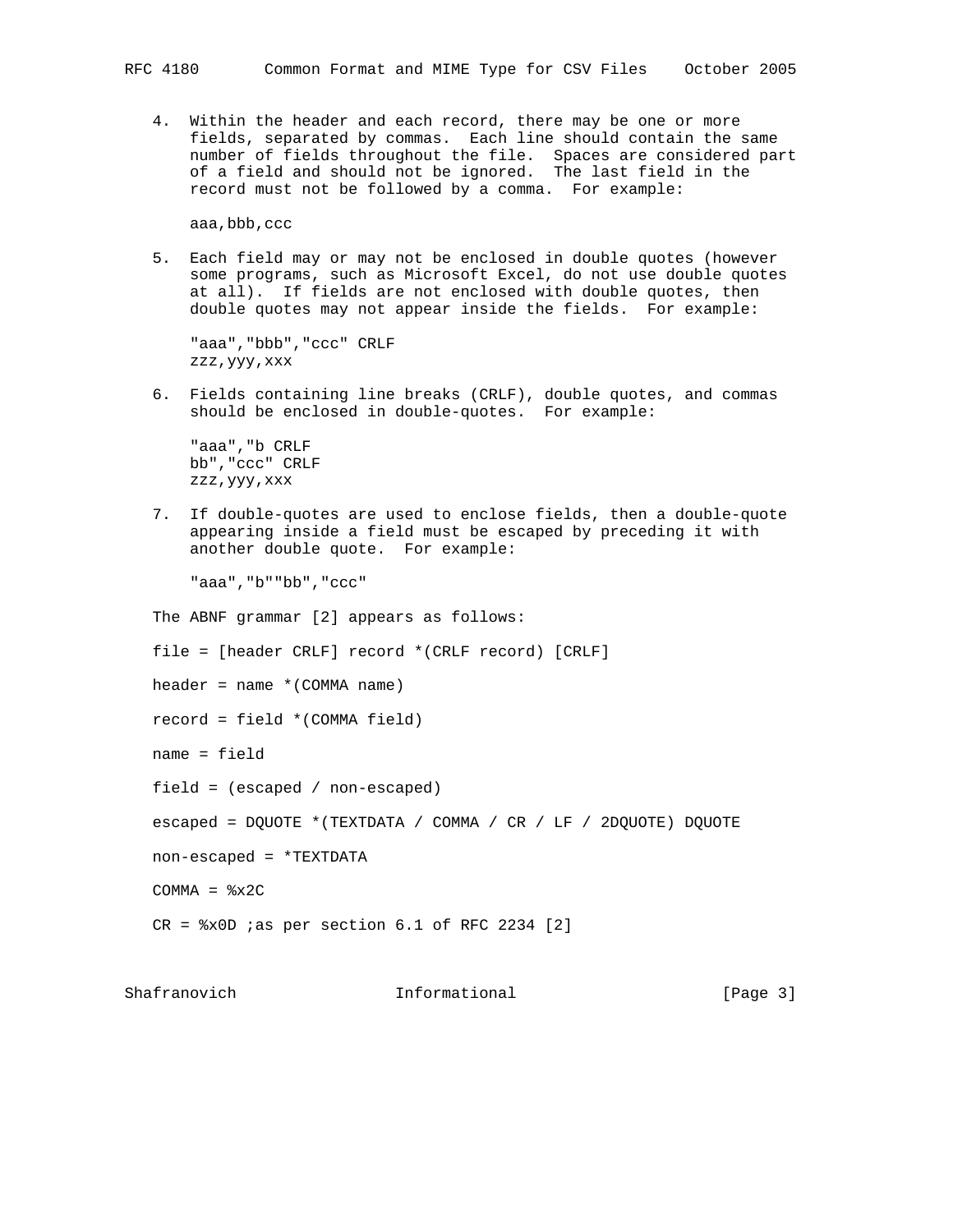4. Within the header and each record, there may be one or more fields, separated by commas. Each line should contain the same number of fields throughout the file. Spaces are considered part of a field and should not be ignored. The last field in the record must not be followed by a comma. For example:

   ```
   aaa,bbb,ccc
   ```

5. Each field may or may not be enclosed in double quotes (however some programs, such as Microsoft Excel, do not use double quotes at all). If fields are not enclosed with double quotes, then double quotes may not appear inside the fields. For example:

   ```
   "aaa","bbb","ccc" CRLF
   zzz,yyy,xxx
   ```

6. Fields containing line breaks (CRLF), double quotes, and commas should be enclosed in double-quotes. For example:

   ```
   "aaa","b CRLF
   bb","ccc" CRLF
   zzz,yyy,xxx
   ```

7. If double-quotes are used to enclose fields, then a double-quote appearing inside a field must be escaped by preceding it with another double quote. For example:

   ```
   "aaa","b""bb","ccc"
   ```

The ABNF grammar [2] appears as follows:

```
file = [header CRLF] record *(CRLF record) [CRLF]

header = name *(COMMA name)

record = field *(COMMA field)

name = field

field = (escaped / non-escaped)

escaped = DQUOTE *(TEXTDATA / COMMA / CR / LF / 2DQUOTE) DQUOTE

non-escaped = *TEXTDATA

COMMA = %x2C

CR = %x0D ;as per section 6.1 of RFC 2234 [2]
```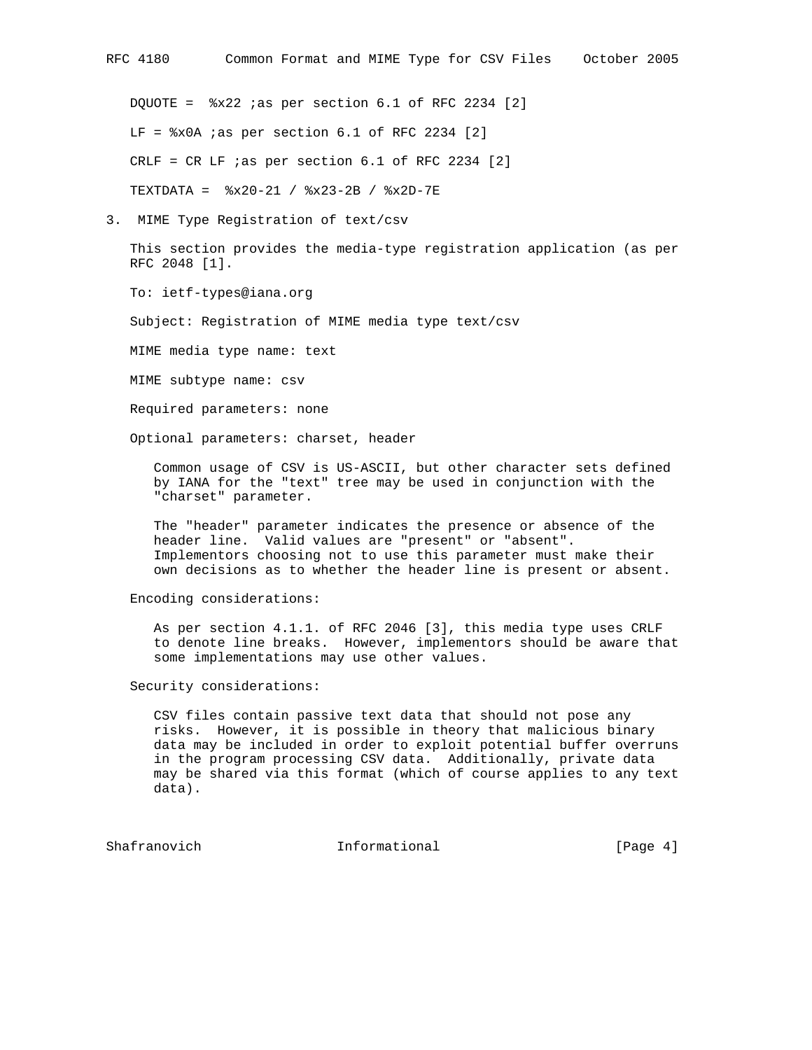```
DQUOTE =  %x22 ;as per section 6.1 of RFC 2234 [2]

LF = %x0A ;as per section 6.1 of RFC 2234 [2]

CRLF = CR LF ;as per section 6.1 of RFC 2234 [2]

TEXTDATA =  %x20-21 / %x23-2B / %x2D-7E
```

## 3. MIME Type Registration of text/csv

This section provides the media-type registration application (as per RFC 2048 [1].

To: ietf-types@iana.org

Subject: Registration of MIME media type text/csv

MIME media type name: text

MIME subtype name: csv

Required parameters: none

Optional parameters: charset, header

Common usage of CSV is US-ASCII, but other character sets defined by IANA for the "text" tree may be used in conjunction with the "charset" parameter.

The "header" parameter indicates the presence or absence of the header line. Valid values are "present" or "absent". Implementors choosing not to use this parameter must make their own decisions as to whether the header line is present or absent.

Encoding considerations:

As per section 4.1.1. of RFC 2046 [3], this media type uses CRLF to denote line breaks. However, implementors should be aware that some implementations may use other values.

Security considerations:

CSV files contain passive text data that should not pose any risks. However, it is possible in theory that malicious binary data may be included in order to exploit potential buffer overruns in the program processing CSV data. Additionally, private data may be shared via this format (which of course applies to any text data).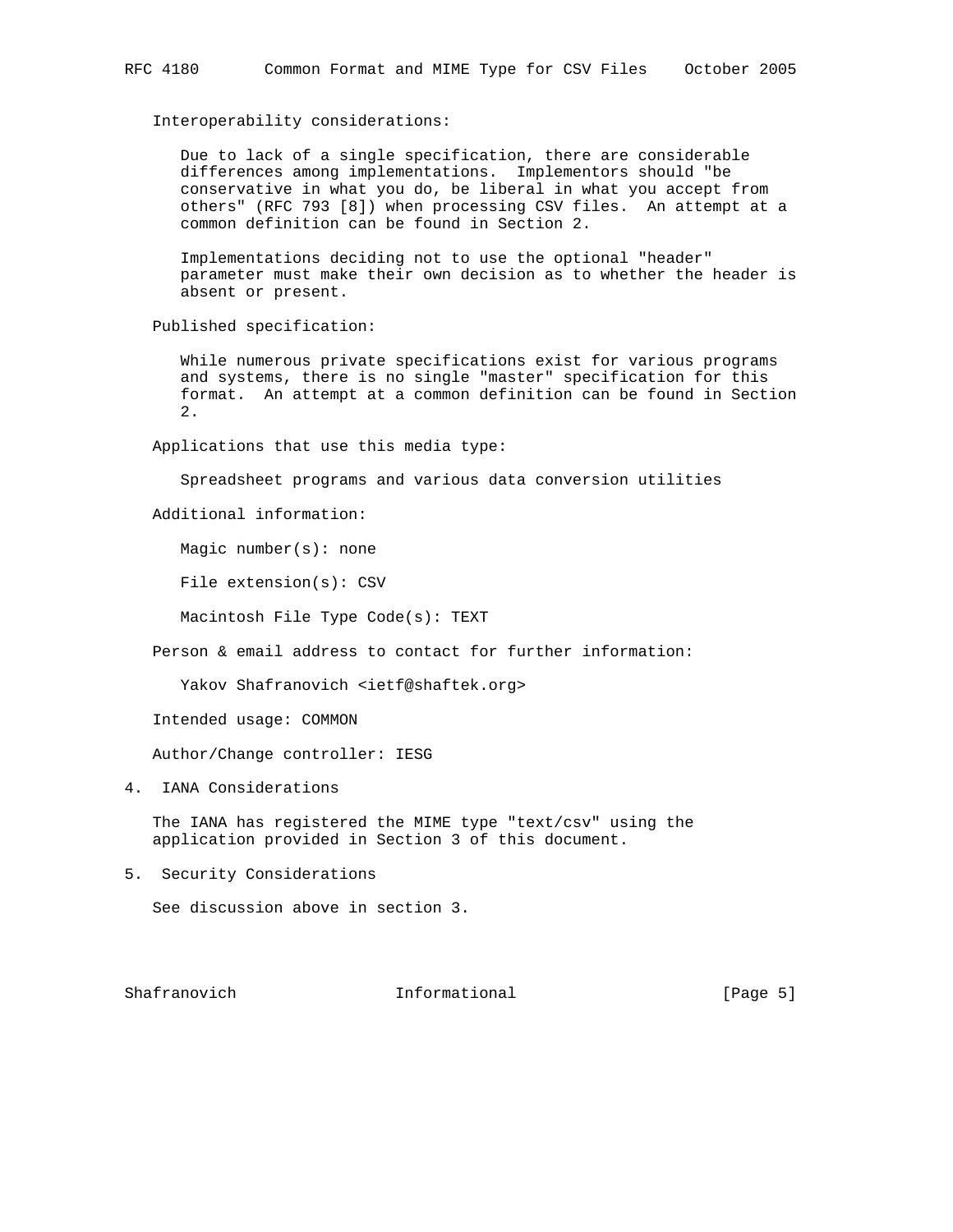Interoperability considerations:

Due to lack of a single specification, there are considerable differences among implementations. Implementors should "be conservative in what you do, be liberal in what you accept from others" (RFC 793 [8]) when processing CSV files. An attempt at a common definition can be found in Section 2.

Implementations deciding not to use the optional "header" parameter must make their own decision as to whether the header is absent or present.

Published specification:

While numerous private specifications exist for various programs and systems, there is no single "master" specification for this format. An attempt at a common definition can be found in Section 2.

Applications that use this media type:

Spreadsheet programs and various data conversion utilities

Additional information:

Magic number(s): none

File extension(s): CSV

Macintosh File Type Code(s): TEXT

Person & email address to contact for further information:

Yakov Shafranovich <ietf@shaftek.org>

Intended usage: COMMON

Author/Change controller: IESG

## 4. IANA Considerations

The IANA has registered the MIME type "text/csv" using the application provided in Section 3 of this document.

## 5. Security Considerations

See discussion above in section 3.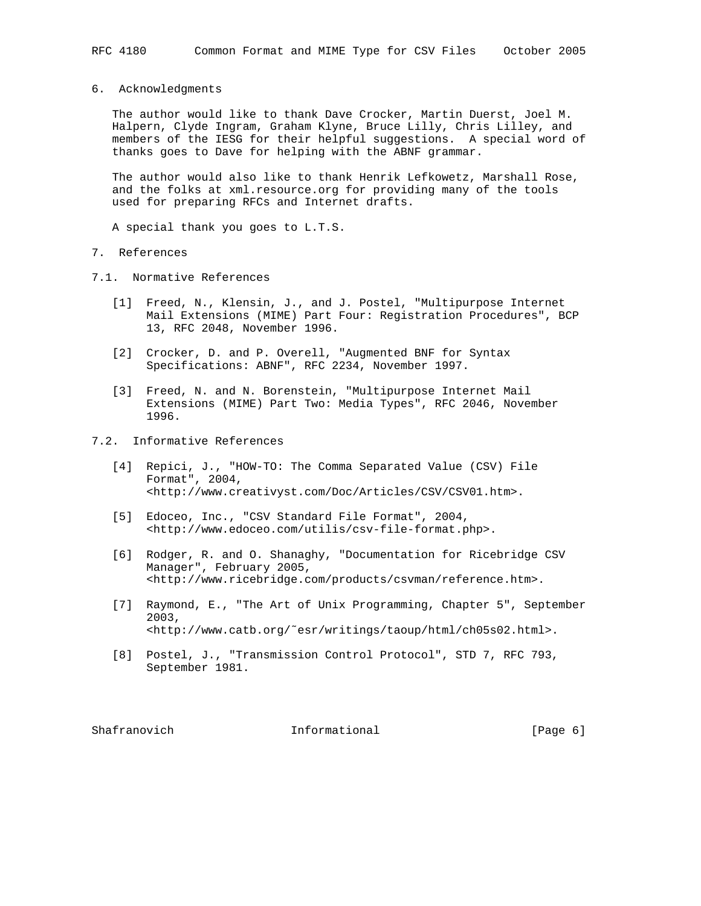## 6. Acknowledgments

The author would like to thank Dave Crocker, Martin Duerst, Joel M. Halpern, Clyde Ingram, Graham Klyne, Bruce Lilly, Chris Lilley, and members of the IESG for their helpful suggestions. A special word of thanks goes to Dave for helping with the ABNF grammar.

The author would also like to thank Henrik Lefkowetz, Marshall Rose, and the folks at xml.resource.org for providing many of the tools used for preparing RFCs and Internet drafts.

A special thank you goes to L.T.S.

## 7. References

### 7.1. Normative References

[1] Freed, N., Klensin, J., and J. Postel, "Multipurpose Internet Mail Extensions (MIME) Part Four: Registration Procedures", BCP 13, RFC 2048, November 1996.

[2] Crocker, D. and P. Overell, "Augmented BNF for Syntax Specifications: ABNF", RFC 2234, November 1997.

[3] Freed, N. and N. Borenstein, "Multipurpose Internet Mail Extensions (MIME) Part Two: Media Types", RFC 2046, November 1996.

### 7.2. Informative References

[4] Repici, J., "HOW-TO: The Comma Separated Value (CSV) File Format", 2004, <http://www.creativyst.com/Doc/Articles/CSV/CSV01.htm>.

[5] Edoceo, Inc., "CSV Standard File Format", 2004, <http://www.edoceo.com/utilis/csv-file-format.php>.

[6] Rodger, R. and O. Shanaghy, "Documentation for Ricebridge CSV Manager", February 2005, <http://www.ricebridge.com/products/csvman/reference.htm>.

[7] Raymond, E., "The Art of Unix Programming, Chapter 5", September 2003, <http://www.catb.org/~esr/writings/taoup/html/ch05s02.html>.

[8] Postel, J., "Transmission Control Protocol", STD 7, RFC 793, September 1981.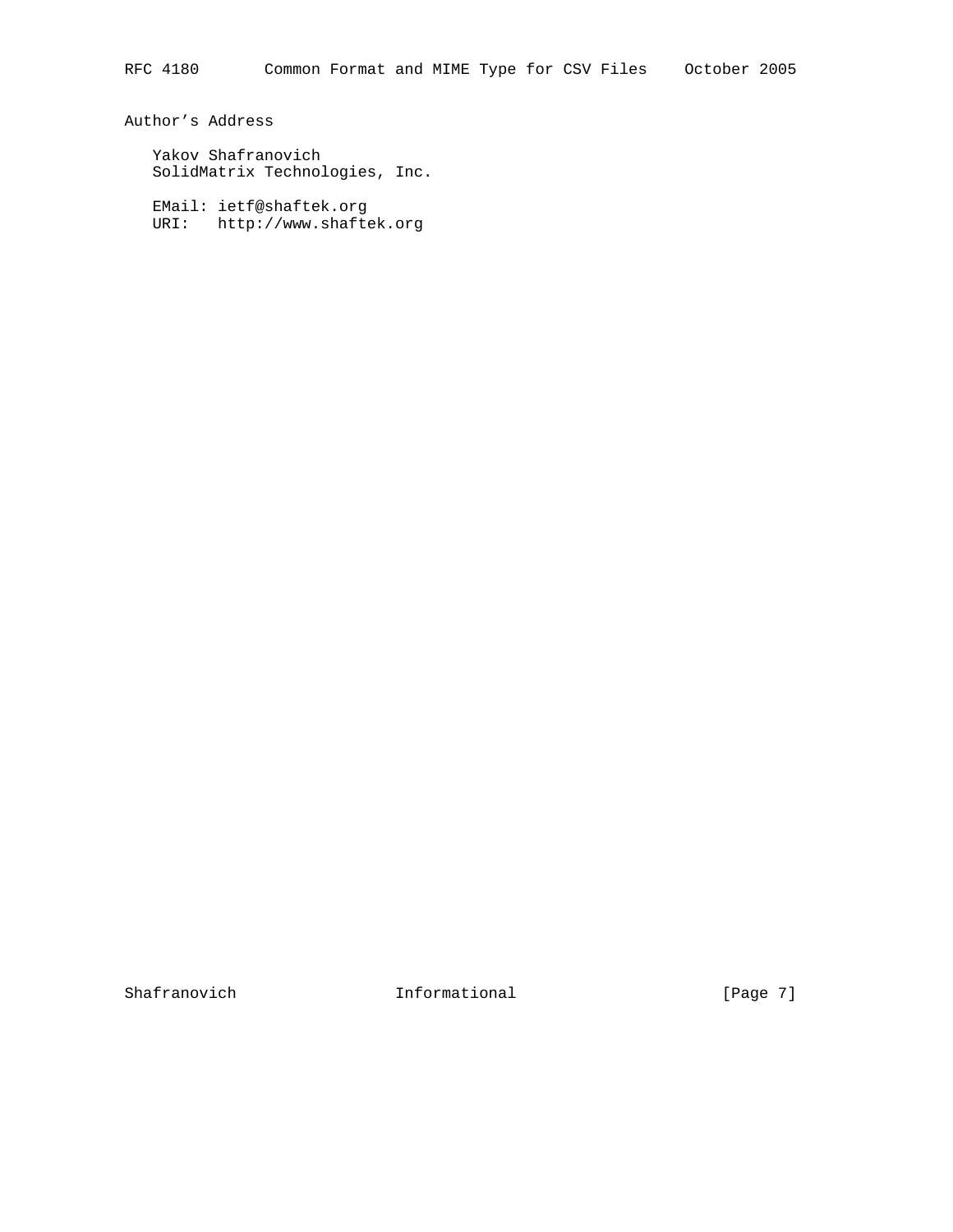## Author's Address

Yakov Shafranovich
SolidMatrix Technologies, Inc.

EMail: ietf@shaftek.org
URI: http://www.shaftek.org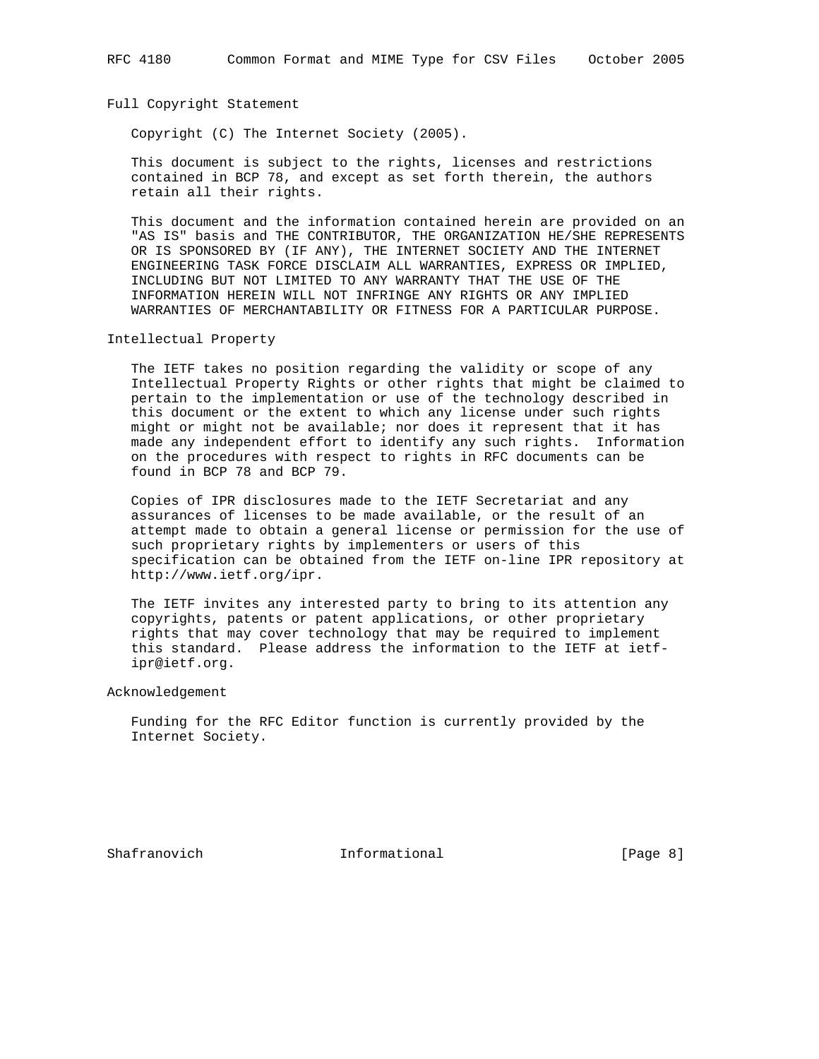## Full Copyright Statement

Copyright (C) The Internet Society (2005).

This document is subject to the rights, licenses and restrictions contained in BCP 78, and except as set forth therein, the authors retain all their rights.

This document and the information contained herein are provided on an "AS IS" basis and THE CONTRIBUTOR, THE ORGANIZATION HE/SHE REPRESENTS OR IS SPONSORED BY (IF ANY), THE INTERNET SOCIETY AND THE INTERNET ENGINEERING TASK FORCE DISCLAIM ALL WARRANTIES, EXPRESS OR IMPLIED, INCLUDING BUT NOT LIMITED TO ANY WARRANTY THAT THE USE OF THE INFORMATION HEREIN WILL NOT INFRINGE ANY RIGHTS OR ANY IMPLIED WARRANTIES OF MERCHANTABILITY OR FITNESS FOR A PARTICULAR PURPOSE.

## Intellectual Property

The IETF takes no position regarding the validity or scope of any Intellectual Property Rights or other rights that might be claimed to pertain to the implementation or use of the technology described in this document or the extent to which any license under such rights might or might not be available; nor does it represent that it has made any independent effort to identify any such rights. Information on the procedures with respect to rights in RFC documents can be found in BCP 78 and BCP 79.

Copies of IPR disclosures made to the IETF Secretariat and any assurances of licenses to be made available, or the result of an attempt made to obtain a general license or permission for the use of such proprietary rights by implementers or users of this specification can be obtained from the IETF on-line IPR repository at http://www.ietf.org/ipr.

The IETF invites any interested party to bring to its attention any copyrights, patents or patent applications, or other proprietary rights that may cover technology that may be required to implement this standard. Please address the information to the IETF at ietf-ipr@ietf.org.

## Acknowledgement

Funding for the RFC Editor function is currently provided by the Internet Society.